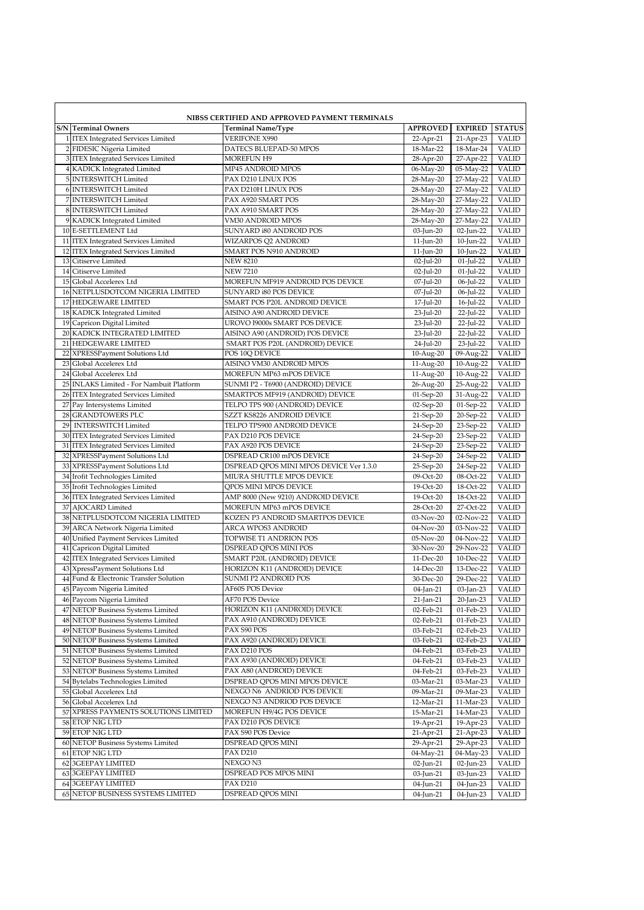**NIBSS CERTIFIED AND APPROVED PAYMENT TERMINALS**

| S/N | Terminal Owners | Terminal Name/Type | APPROVED | EXPIRED | STATUS |
|---|---|---|---|---|---|
| 1 | ITEX Integrated Services Limited | VERIFONE X990 | 22-Apr-21 | 21-Apr-23 | VALID |
| 2 | FIDESIC Nigeria Limited | DATECS BLUEPAD-50 MPOS | 18-Mar-22 | 18-Mar-24 | VALID |
| 3 | ITEX Integrated Services Limited | MOREFUN H9 | 28-Apr-20 | 27-Apr-22 | VALID |
| 4 | KADICK Integrated Limited | MP45 ANDROID MPOS | 06-May-20 | 05-May-22 | VALID |
| 5 | INTERSWITCH Limited | PAX D210 LINUX POS | 28-May-20 | 27-May-22 | VALID |
| 6 | INTERSWITCH Limited | PAX D210H LINUX POS | 28-May-20 | 27-May-22 | VALID |
| 7 | INTERSWITCH Limited | PAX A920 SMART POS | 28-May-20 | 27-May-22 | VALID |
| 8 | INTERSWITCH Limited | PAX A910 SMART POS | 28-May-20 | 27-May-22 | VALID |
| 9 | KADICK Integrated Limited | VM30 ANDROID MPOS | 28-May-20 | 27-May-22 | VALID |
| 10 | E-SETTLEMENT Ltd | SUNYARD i80 ANDROID POS | 03-Jun-20 | 02-Jun-22 | VALID |
| 11 | ITEX Integrated Services Limited | WIZARPOS Q2 ANDROID | 11-Jun-20 | 10-Jun-22 | VALID |
| 12 | ITEX Integrated Services Limited | SMART POS N910 ANDROID | 11-Jun-20 | 10-Jun-22 | VALID |
| 13 | Citiserve Limited | NEW 8210 | 02-Jul-20 | 01-Jul-22 | VALID |
| 14 | Citiserve Limited | NEW 7210 | 02-Jul-20 | 01-Jul-22 | VALID |
| 15 | Global Accelerex Ltd | MOREFUN MF919 ANDROID POS DEVICE | 07-Jul-20 | 06-Jul-22 | VALID |
| 16 | NETPLUSDOTCOM NIGERIA LIMITED | SUNYARD i80 POS DEVICE | 07-Jul-20 | 06-Jul-22 | VALID |
| 17 | HEDGEWARE LIMITED | SMART POS P20L ANDROID DEVICE | 17-Jul-20 | 16-Jul-22 | VALID |
| 18 | KADICK Integrated Limited | AISINO A90 ANDROID DEVICE | 23-Jul-20 | 22-Jul-22 | VALID |
| 19 | Capricon Digital Limited | UROVO I9000s SMART POS DEVICE | 23-Jul-20 | 22-Jul-22 | VALID |
| 20 | KADICK INTEGRATED LIMITED | AISINO A90 (ANDROID) POS DEVICE | 23-Jul-20 | 22-Jul-22 | VALID |
| 21 | HEDGEWARE LIMITED | SMART POS P20L (ANDROID) DEVICE | 24-Jul-20 | 23-Jul-22 | VALID |
| 22 | XPRESSPayment Solutions Ltd | POS 10Q DEVICE | 10-Aug-20 | 09-Aug-22 | VALID |
| 23 | Global Accelerex Ltd | AISINO VM30 ANDROID MPOS | 11-Aug-20 | 10-Aug-22 | VALID |
| 24 | Global Accelerex Ltd | MOREFUN MP63 mPOS DEVICE | 11-Aug-20 | 10-Aug-22 | VALID |
| 25 | INLAKS Limited - For Nambuit Platform | SUNMI P2 - T6900 (ANDROID) DEVICE | 26-Aug-20 | 25-Aug-22 | VALID |
| 26 | ITEX Integrated Services Limited | SMARTPOS MF919 (ANDROID) DEVICE | 01-Sep-20 | 31-Aug-22 | VALID |
| 27 | Pay Intersystems Limited | TELPO TPS 900 (ANDROID) DEVICE | 02-Sep-20 | 01-Sep-22 | VALID |
| 28 | GRANDTOWERS PLC | SZZT KS8226 ANDROID DEVICE | 21-Sep-20 | 20-Sep-22 | VALID |
| 29 | INTERSWITCH Limited | TELPO TPS900 ANDROID DEVICE | 24-Sep-20 | 23-Sep-22 | VALID |
| 30 | ITEX Integrated Services Limited | PAX D210 POS DEVICE | 24-Sep-20 | 23-Sep-22 | VALID |
| 31 | ITEX Integrated Services Limited | PAX A920 POS DEVICE | 24-Sep-20 | 23-Sep-22 | VALID |
| 32 | XPRESSPayment Solutions Ltd | DSPREAD CR100 mPOS DEVICE | 24-Sep-20 | 24-Sep-22 | VALID |
| 33 | XPRESSPayment Solutions Ltd | DSPREAD QPOS MINI MPOS DEVICE Ver 1.3.0 | 25-Sep-20 | 24-Sep-22 | VALID |
| 34 | Irofit Technologies Limited | MIURA SHUTTLE MPOS DEVICE | 09-Oct-20 | 08-Oct-22 | VALID |
| 35 | Irofit Technologies Limited | QPOS MINI MPOS DEVICE | 19-Oct-20 | 18-Oct-22 | VALID |
| 36 | ITEX Integrated Services Limited | AMP 8000 (New 9210) ANDROID DEVICE | 19-Oct-20 | 18-Oct-22 | VALID |
| 37 | AJOCARD Limited | MOREFUN MP63 mPOS DEVICE | 28-Oct-20 | 27-Oct-22 | VALID |
| 38 | NETPLUSDOTCOM NIGERIA LIMITED | KOZEN P3 ANDROID SMARTPOS DEVICE | 03-Nov-20 | 02-Nov-22 | VALID |
| 39 | ARCA Network Nigeria Limited | ARCA WPOS3 ANDROID | 04-Nov-20 | 03-Nov-22 | VALID |
| 40 | Unified Payment Services Limited | TOPWISE T1 ANDRION POS | 05-Nov-20 | 04-Nov-22 | VALID |
| 41 | Capricon Digital Limited | DSPREAD QPOS MINI POS | 30-Nov-20 | 29-Nov-22 | VALID |
| 42 | ITEX Integrated Services Limited | SMART P20L (ANDROID) DEVICE | 11-Dec-20 | 10-Dec-22 | VALID |
| 43 | XpressPayment Solutions Ltd | HORIZON K11 (ANDROID) DEVICE | 14-Dec-20 | 13-Dec-22 | VALID |
| 44 | Fund & Electronic Transfer Solution | SUNMI P2 ANDROID POS | 30-Dec-20 | 29-Dec-22 | VALID |
| 45 | Paycom Nigeria Limited | AF60S POS Device | 04-Jan-21 | 03-Jan-23 | VALID |
| 46 | Paycom Nigeria Limited | AF70 POS Device | 21-Jan-21 | 20-Jan-23 | VALID |
| 47 | NETOP Business Systems Limited | HORIZON K11 (ANDROID) DEVICE | 02-Feb-21 | 01-Feb-23 | VALID |
| 48 | NETOP Business Systems Limited | PAX A910 (ANDROID) DEVICE | 02-Feb-21 | 01-Feb-23 | VALID |
| 49 | NETOP Business Systems Limited | PAX S90 POS | 03-Feb-21 | 02-Feb-23 | VALID |
| 50 | NETOP Business Systems Limited | PAX A920 (ANDROID) DEVICE | 03-Feb-21 | 02-Feb-23 | VALID |
| 51 | NETOP Business Systems Limited | PAX D210 POS | 04-Feb-21 | 03-Feb-23 | VALID |
| 52 | NETOP Business Systems Limited | PAX A930 (ANDROID) DEVICE | 04-Feb-21 | 03-Feb-23 | VALID |
| 53 | NETOP Business Systems Limited | PAX A80 (ANDROID) DEVICE | 04-Feb-21 | 03-Feb-23 | VALID |
| 54 | Bytelabs Technologies Limited | DSPREAD QPOS MINI MPOS DEVICE | 03-Mar-21 | 03-Mar-23 | VALID |
| 55 | Global Accelerex Ltd | NEXGO N6 ANDRIOD POS DEVICE | 09-Mar-21 | 09-Mar-23 | VALID |
| 56 | Global Accelerex Ltd | NEXGO N3 ANDRIOD POS DEVICE | 12-Mar-21 | 11-Mar-23 | VALID |
| 57 | XPRESS PAYMENTS SOLUTIONS LIMITED | MOREFUN H9/4G POS DEVICE | 15-Mar-21 | 14-Mar-23 | VALID |
| 58 | ETOP NIG LTD | PAX D210 POS DEVICE | 19-Apr-21 | 19-Apr-23 | VALID |
| 59 | ETOP NIG LTD | PAX S90 POS Device | 21-Apr-21 | 21-Apr-23 | VALID |
| 60 | NETOP Business Systems Limited | DSPREAD QPOS MINI | 29-Apr-21 | 29-Apr-23 | VALID |
| 61 | ETOP NIG LTD | PAX D210 | 04-May-21 | 04-May-23 | VALID |
| 62 | 3GEEPAY LIMITED | NEXGO N3 | 02-Jun-21 | 02-Jun-23 | VALID |
| 63 | 3GEEPAY LIMITED | DSPREAD POS MPOS MINI | 03-Jun-21 | 03-Jun-23 | VALID |
| 64 | 3GEEPAY LIMITED | PAX D210 | 04-Jun-21 | 04-Jun-23 | VALID |
| 65 | NETOP BUSINESS SYSTEMS LIMITED | DSPREAD QPOS MINI | 04-Jun-21 | 04-Jun-23 | VALID |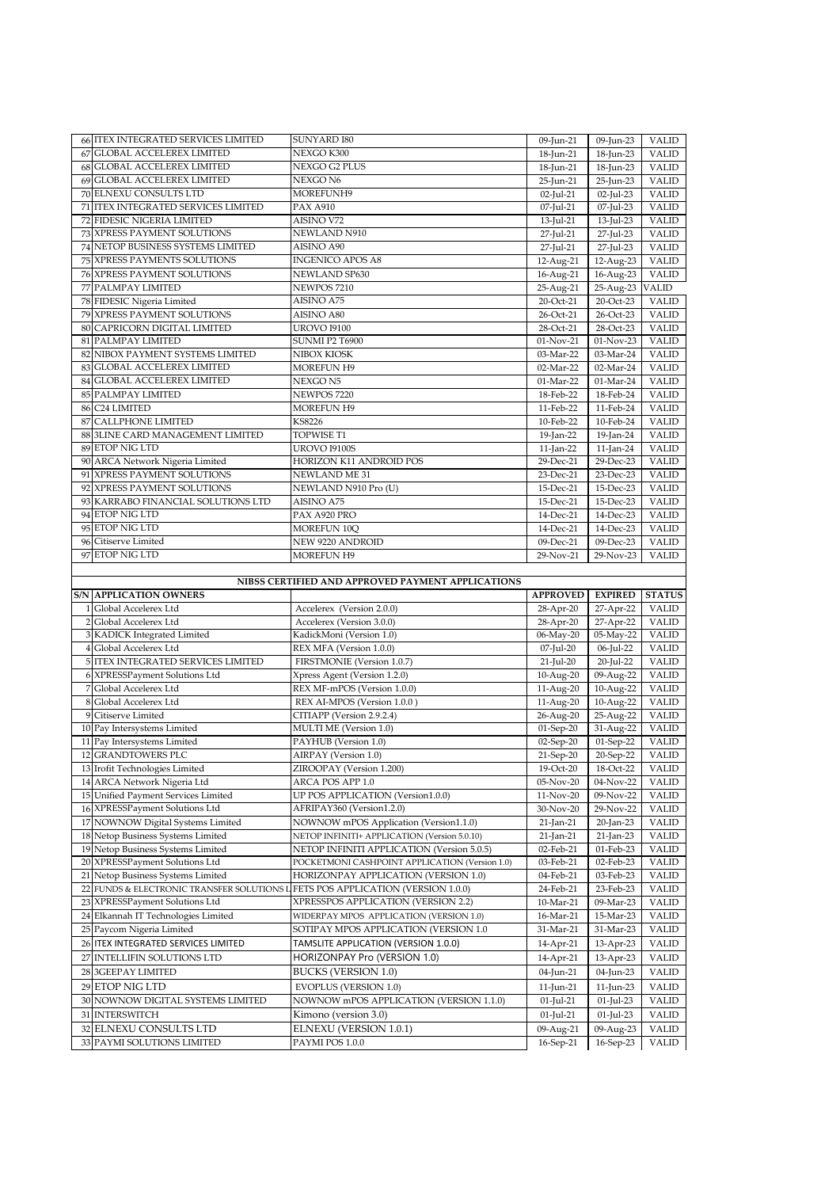| | | | | | |
|---|---|---|---|---|---|
| 66 | ITEX INTEGRATED SERVICES LIMITED | SUNYARD I80 | 09-Jun-21 | 09-Jun-23 | VALID |
| 67 | GLOBAL ACCELEREX LIMITED | NEXGO K300 | 18-Jun-21 | 18-Jun-23 | VALID |
| 68 | GLOBAL ACCELEREX LIMITED | NEXGO G2 PLUS | 18-Jun-21 | 18-Jun-23 | VALID |
| 69 | GLOBAL ACCELEREX LIMITED | NEXGO N6 | 25-Jun-21 | 25-Jun-23 | VALID |
| 70 | ELNEXU CONSULTS LTD | MOREFUNH9 | 02-Jul-21 | 02-Jul-23 | VALID |
| 71 | ITEX INTEGRATED SERVICES LIMITED | PAX A910 | 07-Jul-21 | 07-Jul-23 | VALID |
| 72 | FIDESIC NIGERIA LIMITED | AISINO V72 | 13-Jul-21 | 13-Jul-23 | VALID |
| 73 | XPRESS PAYMENT SOLUTIONS | NEWLAND N910 | 27-Jul-21 | 27-Jul-23 | VALID |
| 74 | NETOP BUSINESS SYSTEMS LIMITED | AISINO A90 | 27-Jul-21 | 27-Jul-23 | VALID |
| 75 | XPRESS PAYMENTS SOLUTIONS | INGENICO APOS A8 | 12-Aug-21 | 12-Aug-23 | VALID |
| 76 | XPRESS PAYMENT SOLUTIONS | NEWLAND SP630 | 16-Aug-21 | 16-Aug-23 | VALID |
| 77 | PALMPAY LIMITED | NEWPOS 7210 | 25-Aug-21 | 25-Aug-23 | VALID |
| 78 | FIDESIC Nigeria Limited | AISINO A75 | 20-Oct-21 | 20-Oct-23 | VALID |
| 79 | XPRESS PAYMENT SOLUTIONS | AISINO A80 | 26-Oct-21 | 26-Oct-23 | VALID |
| 80 | CAPRICORN DIGITAL LIMITED | UROVO I9100 | 28-Oct-21 | 28-Oct-23 | VALID |
| 81 | PALMPAY LIMITED | SUNMI P2 T6900 | 01-Nov-21 | 01-Nov-23 | VALID |
| 82 | NIBOX PAYMENT SYSTEMS LIMITED | NIBOX KIOSK | 03-Mar-22 | 03-Mar-24 | VALID |
| 83 | GLOBAL ACCELEREX LIMITED | MOREFUN H9 | 02-Mar-22 | 02-Mar-24 | VALID |
| 84 | GLOBAL ACCELEREX LIMITED | NEXGO N5 | 01-Mar-22 | 01-Mar-24 | VALID |
| 85 | PALMPAY LIMITED | NEWPOS 7220 | 18-Feb-22 | 18-Feb-24 | VALID |
| 86 | C24 LIMITED | MOREFUN H9 | 11-Feb-22 | 11-Feb-24 | VALID |
| 87 | CALLPHONE LIMITED | KS8226 | 10-Feb-22 | 10-Feb-24 | VALID |
| 88 | 3LINE CARD MANAGEMENT LIMITED | TOPWISE T1 | 19-Jan-22 | 19-Jan-24 | VALID |
| 89 | ETOP NIG LTD | UROVO I9100S | 11-Jan-22 | 11-Jan-24 | VALID |
| 90 | ARCA Network Nigeria Limited | HORIZON K11 ANDROID POS | 29-Dec-21 | 29-Dec-23 | VALID |
| 91 | XPRESS PAYMENT SOLUTIONS | NEWLAND ME 31 | 23-Dec-21 | 23-Dec-23 | VALID |
| 92 | XPRESS PAYMENT SOLUTIONS | NEWLAND N910 Pro (U) | 15-Dec-21 | 15-Dec-23 | VALID |
| 93 | KARRABO FINANCIAL SOLUTIONS LTD | AISINO A75 | 15-Dec-21 | 15-Dec-23 | VALID |
| 94 | ETOP NIG LTD | PAX A920 PRO | 14-Dec-21 | 14-Dec-23 | VALID |
| 95 | ETOP NIG LTD | MOREFUN 10Q | 14-Dec-21 | 14-Dec-23 | VALID |
| 96 | Citiserve Limited | NEW 9220 ANDROID | 09-Dec-21 | 09-Dec-23 | VALID |
| 97 | ETOP NIG LTD | MOREFUN H9 | 29-Nov-21 | 29-Nov-23 | VALID |

## NIBSS CERTIFIED AND APPROVED PAYMENT APPLICATIONS

| S/N | APPLICATION OWNERS | | APPROVED | EXPIRED | STATUS |
|---|---|---|---|---|---|
| 1 | Global Accelerex Ltd | Accelerex (Version 2.0.0) | 28-Apr-20 | 27-Apr-22 | VALID |
| 2 | Global Accelerex Ltd | Accelerex (Version 3.0.0) | 28-Apr-20 | 27-Apr-22 | VALID |
| 3 | KADICK Integrated Limited | KadickMoni (Version 1.0) | 06-May-20 | 05-May-22 | VALID |
| 4 | Global Accelerex Ltd | REX MFA (Version 1.0.0) | 07-Jul-20 | 06-Jul-22 | VALID |
| 5 | ITEX INTEGRATED SERVICES LIMITED | FIRSTMONIE (Version 1.0.7) | 21-Jul-20 | 20-Jul-22 | VALID |
| 6 | XPRESSPayment Solutions Ltd | Xpress Agent (Version 1.2.0) | 10-Aug-20 | 09-Aug-22 | VALID |
| 7 | Global Accelerex Ltd | REX MF-mPOS (Version 1.0.0) | 11-Aug-20 | 10-Aug-22 | VALID |
| 8 | Global Accelerex Ltd | REX AI-MPOS (Version 1.0.0 ) | 11-Aug-20 | 10-Aug-22 | VALID |
| 9 | Citiserve Limited | CITIAPP (Version 2.9.2.4) | 26-Aug-20 | 25-Aug-22 | VALID |
| 10 | Pay Intersystems Limited | MULTI ME (Version 1.0) | 01-Sep-20 | 31-Aug-22 | VALID |
| 11 | Pay Intersystems Limited | PAYHUB (Version 1.0) | 02-Sep-20 | 01-Sep-22 | VALID |
| 12 | GRANDTOWERS PLC | AIRPAY (Version 1.0) | 21-Sep-20 | 20-Sep-22 | VALID |
| 13 | Irofit Technologies Limited | ZIROOPAY (Version 1.200) | 19-Oct-20 | 18-Oct-22 | VALID |
| 14 | ARCA Network Nigeria Ltd | ARCA POS APP 1.0 | 05-Nov-20 | 04-Nov-22 | VALID |
| 15 | Unified Payment Services Limited | UP POS APPLICATION (Version1.0.0) | 11-Nov-20 | 09-Nov-22 | VALID |
| 16 | XPRESSPayment Solutions Ltd | AFRIPAY360 (Version1.2.0) | 30-Nov-20 | 29-Nov-22 | VALID |
| 17 | NOWNOW Digital Systems Limited | NOWNOW mPOS Application (Version1.1.0) | 21-Jan-21 | 20-Jan-23 | VALID |
| 18 | Netop Business Systems Limited | NETOP INFINITI+ APPLICATION (Version 5.0.10) | 21-Jan-21 | 21-Jan-23 | VALID |
| 19 | Netop Business Systems Limited | NETOP INFINITI APPLICATION (Version 5.0.5) | 02-Feb-21 | 01-Feb-23 | VALID |
| 20 | XPRESSPayment Solutions Ltd | POCKETMONI CASHPOINT APPLICATION (Version 1.0) | 03-Feb-21 | 02-Feb-23 | VALID |
| 21 | Netop Business Systems Limited | HORIZONPAY APPLICATION (VERSION 1.0) | 04-Feb-21 | 03-Feb-23 | VALID |
| 22 | FUNDS & ELECTRONIC TRANSFER SOLUTIONS L | FETS POS APPLICATION (VERSION 1.0.0) | 24-Feb-21 | 23-Feb-23 | VALID |
| 23 | XPRESSPayment Solutions Ltd | XPRESSPOS APPLICATION (VERSION 2.2) | 10-Mar-21 | 09-Mar-23 | VALID |
| 24 | Elkannah IT Technologies Limited | WIDERPAY MPOS APPLICATION (VERSION 1.0) | 16-Mar-21 | 15-Mar-23 | VALID |
| 25 | Paycom Nigeria Limited | SOTIPAY MPOS APPLICATION (VERSION 1.0 | 31-Mar-21 | 31-Mar-23 | VALID |
| 26 | ITEX INTEGRATED SERVICES LIMITED | TAMSLITE APPLICATION (VERSION 1.0.0) | 14-Apr-21 | 13-Apr-23 | VALID |
| 27 | INTELLIFIN SOLUTIONS LTD | HORIZONPAY Pro (VERSION 1.0) | 14-Apr-21 | 13-Apr-23 | VALID |
| 28 | 3GEEPAY LIMITED | BUCKS (VERSION 1.0) | 04-Jun-21 | 04-Jun-23 | VALID |
| 29 | ETOP NIG LTD | EVOPLUS (VERSION 1.0) | 11-Jun-21 | 11-Jun-23 | VALID |
| 30 | NOWNOW DIGITAL SYSTEMS LIMITED | NOWNOW mPOS APPLICATION (VERSION 1.1.0) | 01-Jul-21 | 01-Jul-23 | VALID |
| 31 | INTERSWITCH | Kimono (version 3.0) | 01-Jul-21 | 01-Jul-23 | VALID |
| 32 | ELNEXU CONSULTS LTD | ELNEXU (VERSION 1.0.1) | 09-Aug-21 | 09-Aug-23 | VALID |
| 33 | PAYMI SOLUTIONS LIMITED | PAYMI POS 1.0.0 | 16-Sep-21 | 16-Sep-23 | VALID |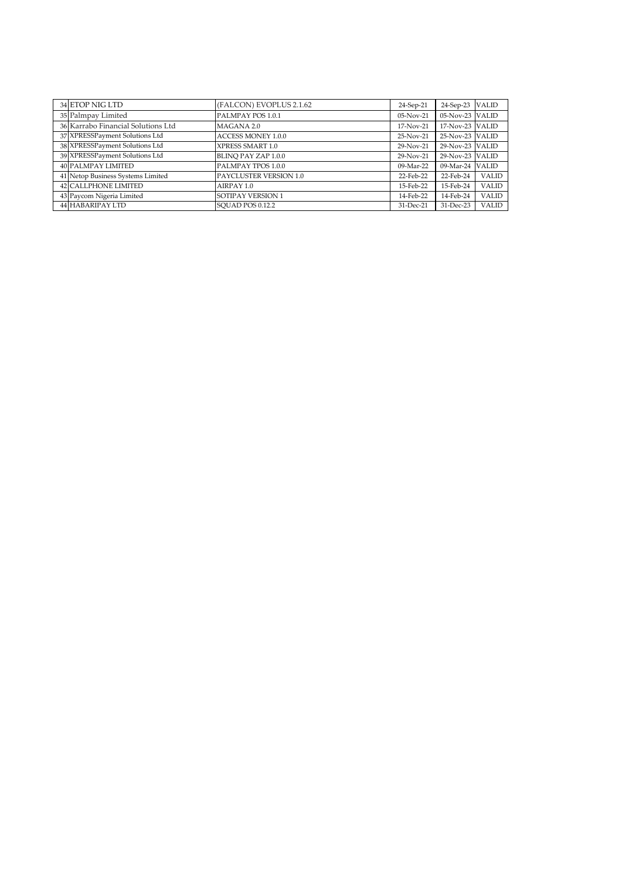| | | | | | |
|---|---|---|---|---|---|
| 34 | ETOP NIG LTD | (FALCON) EVOPLUS 2.1.62 | 24-Sep-21 | 24-Sep-23 | VALID |
| 35 | Palmpay Limited | PALMPAY POS 1.0.1 | 05-Nov-21 | 05-Nov-23 | VALID |
| 36 | Karrabo Financial Solutions Ltd | MAGANA 2.0 | 17-Nov-21 | 17-Nov-23 | VALID |
| 37 | XPRESSPayment Solutions Ltd | ACCESS MONEY 1.0.0 | 25-Nov-21 | 25-Nov-23 | VALID |
| 38 | XPRESSPayment Solutions Ltd | XPRESS SMART 1.0 | 29-Nov-21 | 29-Nov-23 | VALID |
| 39 | XPRESSPayment Solutions Ltd | BLINQ PAY ZAP 1.0.0 | 29-Nov-21 | 29-Nov-23 | VALID |
| 40 | PALMPAY LIMITED | PALMPAY TPOS 1.0.0 | 09-Mar-22 | 09-Mar-24 | VALID |
| 41 | Netop Business Systems Limited | PAYCLUSTER VERSION 1.0 | 22-Feb-22 | 22-Feb-24 | VALID |
| 42 | CALLPHONE LIMITED | AIRPAY 1.0 | 15-Feb-22 | 15-Feb-24 | VALID |
| 43 | Paycom Nigeria Limited | SOTIPAY VERSION 1 | 14-Feb-22 | 14-Feb-24 | VALID |
| 44 | HABARIPAY LTD | SQUAD POS 0.12.2 | 31-Dec-21 | 31-Dec-23 | VALID |